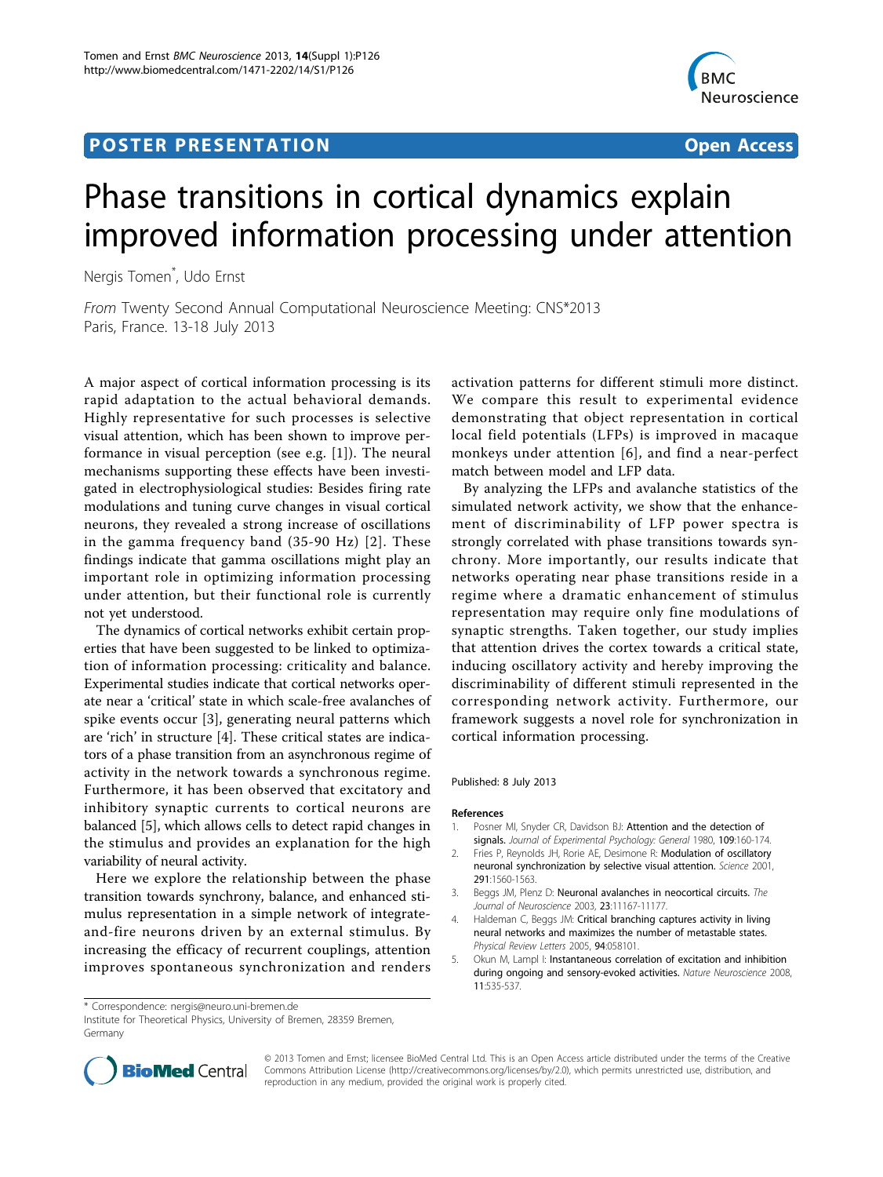POSTER PRESENTATION

Open Access

# Phase transitions in cortical dynamics explain improved information processing under attention

Nergis Tomen*, Udo Ernst

*From* Twenty Second Annual Computational Neuroscience Meeting: CNS*2013
Paris, France. 13-18 July 2013

A major aspect of cortical information processing is its rapid adaptation to the actual behavioral demands. Highly representative for such processes is selective visual attention, which has been shown to improve performance in visual perception (see e.g. [1]). The neural mechanisms supporting these effects have been investigated in electrophysiological studies: Besides firing rate modulations and tuning curve changes in visual cortical neurons, they revealed a strong increase of oscillations in the gamma frequency band (35-90 Hz) [2]. These findings indicate that gamma oscillations might play an important role in optimizing information processing under attention, but their functional role is currently not yet understood.

The dynamics of cortical networks exhibit certain properties that have been suggested to be linked to optimization of information processing: criticality and balance. Experimental studies indicate that cortical networks operate near a 'critical' state in which scale-free avalanches of spike events occur [3], generating neural patterns which are 'rich' in structure [4]. These critical states are indicators of a phase transition from an asynchronous regime of activity in the network towards a synchronous regime. Furthermore, it has been observed that excitatory and inhibitory synaptic currents to cortical neurons are balanced [5], which allows cells to detect rapid changes in the stimulus and provides an explanation for the high variability of neural activity.

Here we explore the relationship between the phase transition towards synchrony, balance, and enhanced stimulus representation in a simple network of integrate-and-fire neurons driven by an external stimulus. By increasing the efficacy of recurrent couplings, attention improves spontaneous synchronization and renders activation patterns for different stimuli more distinct. We compare this result to experimental evidence demonstrating that object representation in cortical local field potentials (LFPs) is improved in macaque monkeys under attention [6], and find a near-perfect match between model and LFP data.

By analyzing the LFPs and avalanche statistics of the simulated network activity, we show that the enhancement of discriminability of LFP power spectra is strongly correlated with phase transitions towards synchrony. More importantly, our results indicate that networks operating near phase transitions reside in a regime where a dramatic enhancement of stimulus representation may require only fine modulations of synaptic strengths. Taken together, our study implies that attention drives the cortex towards a critical state, inducing oscillatory activity and hereby improving the discriminability of different stimuli represented in the corresponding network activity. Furthermore, our framework suggests a novel role for synchronization in cortical information processing.

Published: 8 July 2013

## References

1. Posner MI, Snyder CR, Davidson BJ: **Attention and the detection of signals.** *Journal of Experimental Psychology: General* 1980, **109**:160-174.
2. Fries P, Reynolds JH, Rorie AE, Desimone R: **Modulation of oscillatory neuronal synchronization by selective visual attention.** *Science* 2001, **291**:1560-1563.
3. Beggs JM, Plenz D: **Neuronal avalanches in neocortical circuits.** *The Journal of Neuroscience* 2003, **23**:11167-11177.
4. Haldeman C, Beggs JM: **Critical branching captures activity in living neural networks and maximizes the number of metastable states.** *Physical Review Letters* 2005, **94**:058101.
5. Okun M, Lampl I: **Instantaneous correlation of excitation and inhibition during ongoing and sensory-evoked activities.** *Nature Neuroscience* 2008, **11**:535-537.

* Correspondence: nergis@neuro.uni-bremen.de
Institute for Theoretical Physics, University of Bremen, 28359 Bremen, Germany

© 2013 Tomen and Ernst; licensee BioMed Central Ltd. This is an Open Access article distributed under the terms of the Creative Commons Attribution License (http://creativecommons.org/licenses/by/2.0), which permits unrestricted use, distribution, and reproduction in any medium, provided the original work is properly cited.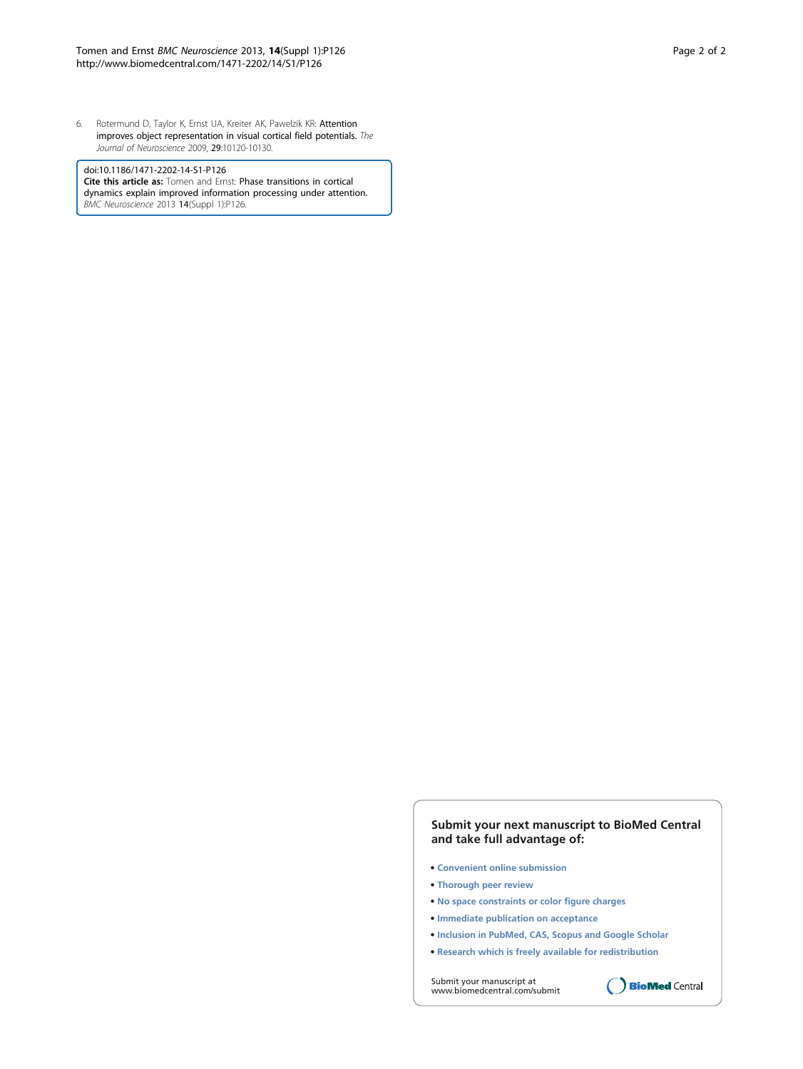6. Rotermund D, Taylor K, Ernst UA, Kreiter AK, Pawelzik KR: **Attention improves object representation in visual cortical field potentials.** *The Journal of Neuroscience* 2009, **29**:10120-10130.

doi:10.1186/1471-2202-14-S1-P126
**Cite this article as:** Tomen and Ernst: Phase transitions in cortical dynamics explain improved information processing under attention. *BMC Neuroscience* 2013 **14**(Suppl 1):P126.

**Submit your next manuscript to BioMed Central and take full advantage of:**

- **Convenient online submission**
- **Thorough peer review**
- **No space constraints or color figure charges**
- **Immediate publication on acceptance**
- **Inclusion in PubMed, CAS, Scopus and Google Scholar**
- **Research which is freely available for redistribution**

Submit your manuscript at
www.biomedcentral.com/submit

BioMed Central